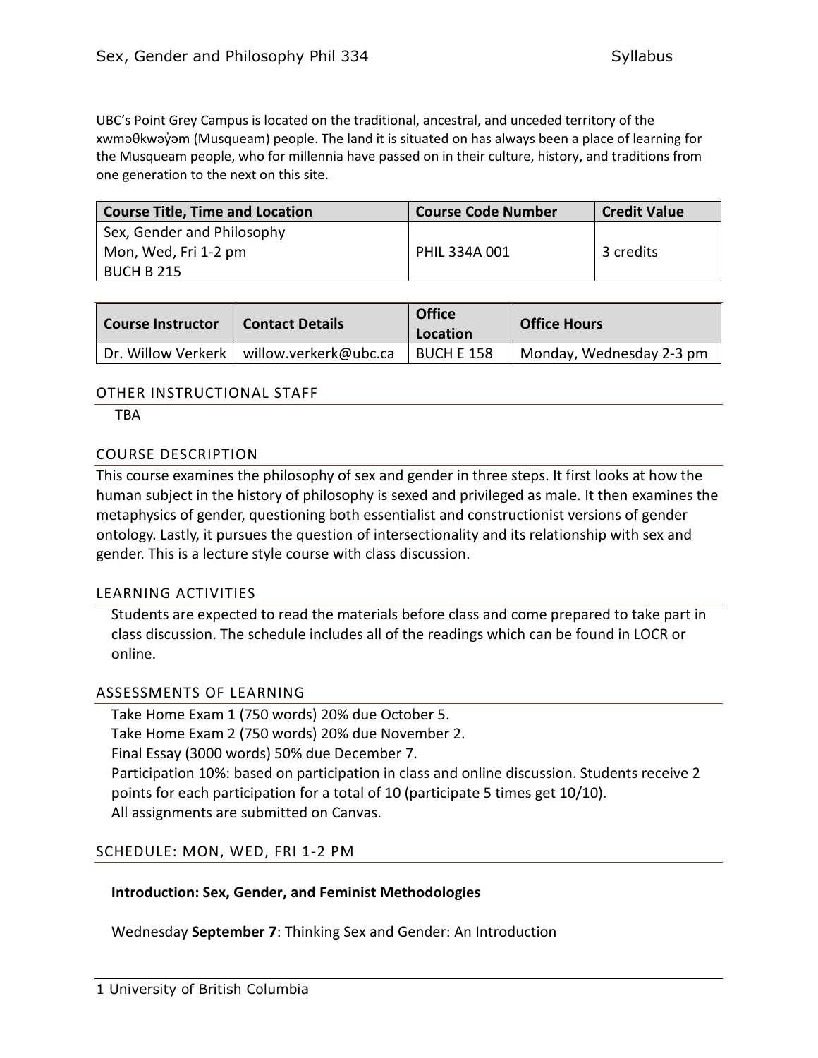UBC's Point Grey Campus is located on the traditional, ancestral, and unceded territory of the xwməθkwəy̓əm (Musqueam) people. The land it is situated on has always been a place of learning for the Musqueam people, who for millennia have passed on in their culture, history, and traditions from one generation to the next on this site.

| Course Title, Time and Location | Course Code Number | Credit Value |
| --- | --- | --- |
| Sex, Gender and Philosophy<br>Mon, Wed, Fri 1-2 pm<br>BUCH B 215 | PHIL 334A 001 | 3 credits |

| Course Instructor | Contact Details | Office Location | Office Hours |
| --- | --- | --- | --- |
| Dr. Willow Verkerk | willow.verkerk@ubc.ca | BUCH E 158 | Monday, Wednesday 2-3 pm |

## OTHER INSTRUCTIONAL STAFF

TBA

## COURSE DESCRIPTION

This course examines the philosophy of sex and gender in three steps. It first looks at how the human subject in the history of philosophy is sexed and privileged as male. It then examines the metaphysics of gender, questioning both essentialist and constructionist versions of gender ontology. Lastly, it pursues the question of intersectionality and its relationship with sex and gender. This is a lecture style course with class discussion.

## LEARNING ACTIVITIES

Students are expected to read the materials before class and come prepared to take part in class discussion. The schedule includes all of the readings which can be found in LOCR or online.

## ASSESSMENTS OF LEARNING

Take Home Exam 1 (750 words) 20% due October 5.
Take Home Exam 2 (750 words) 20% due November 2.
Final Essay (3000 words) 50% due December 7.
Participation 10%: based on participation in class and online discussion. Students receive 2 points for each participation for a total of 10 (participate 5 times get 10/10).
All assignments are submitted on Canvas.

## SCHEDULE: MON, WED, FRI 1-2 PM

**Introduction: Sex, Gender, and Feminist Methodologies**

Wednesday **September 7**: Thinking Sex and Gender: An Introduction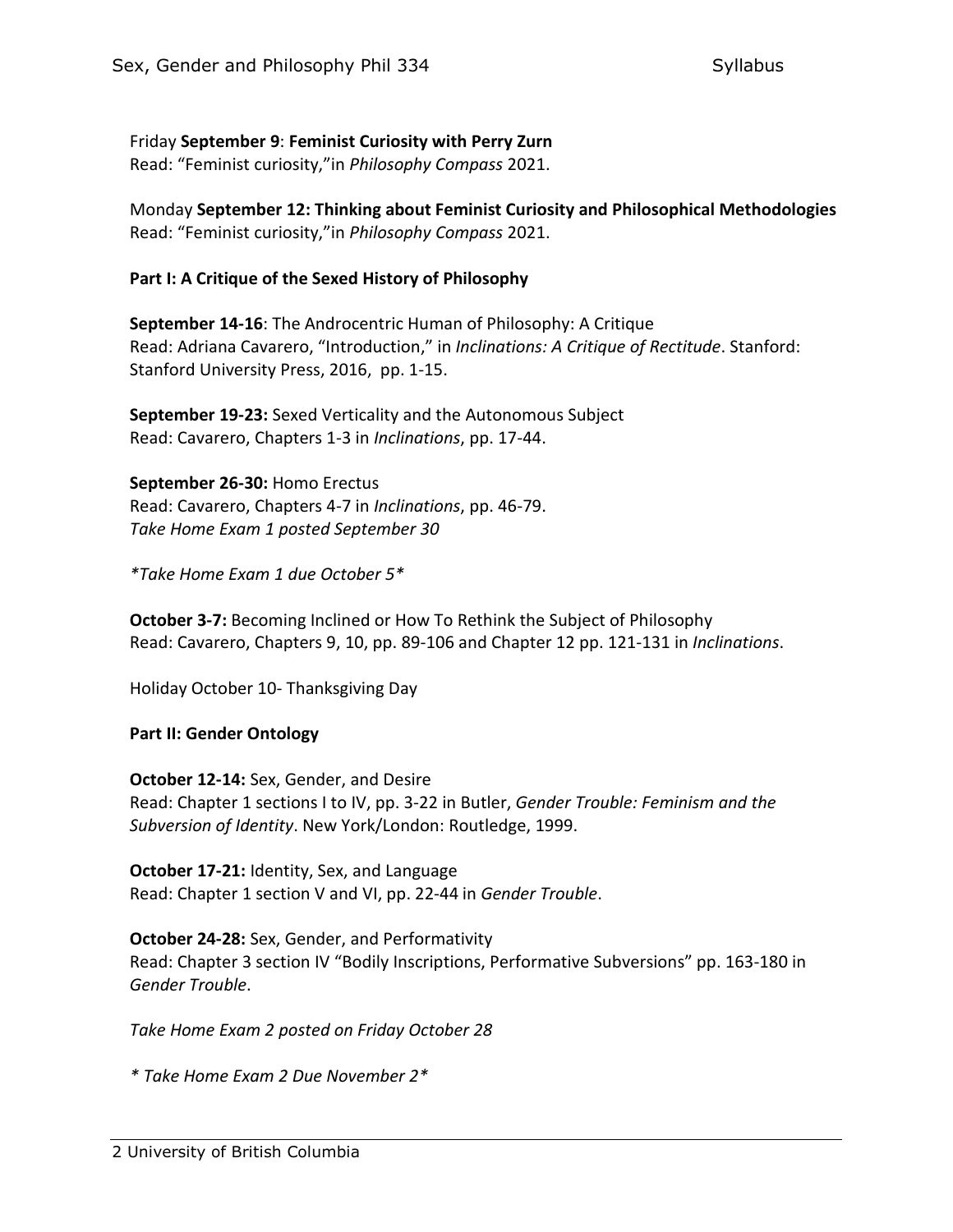Friday **September 9**: **Feminist Curiosity with Perry Zurn**
Read: "Feminist curiosity,"in *Philosophy Compass* 2021.

Monday **September 12: Thinking about Feminist Curiosity and Philosophical Methodologies**
Read: "Feminist curiosity,"in *Philosophy Compass* 2021.

**Part I: A Critique of the Sexed History of Philosophy**

**September 14-16**: The Androcentric Human of Philosophy: A Critique
Read: Adriana Cavarero, "Introduction," in *Inclinations: A Critique of Rectitude*. Stanford: Stanford University Press, 2016, pp. 1-15.

**September 19-23:** Sexed Verticality and the Autonomous Subject
Read: Cavarero, Chapters 1-3 in *Inclinations*, pp. 17-44.

**September 26-30:** Homo Erectus
Read: Cavarero, Chapters 4-7 in *Inclinations*, pp. 46-79.
*Take Home Exam 1 posted September 30*

*\*Take Home Exam 1 due October 5\**

**October 3-7:** Becoming Inclined or How To Rethink the Subject of Philosophy
Read: Cavarero, Chapters 9, 10, pp. 89-106 and Chapter 12 pp. 121-131 in *Inclinations*.

Holiday October 10- Thanksgiving Day

**Part II: Gender Ontology**

**October 12-14:** Sex, Gender, and Desire
Read: Chapter 1 sections I to IV, pp. 3-22 in Butler, *Gender Trouble: Feminism and the Subversion of Identity*. New York/London: Routledge, 1999.

**October 17-21:** Identity, Sex, and Language
Read: Chapter 1 section V and VI, pp. 22-44 in *Gender Trouble*.

**October 24-28:** Sex, Gender, and Performativity
Read: Chapter 3 section IV "Bodily Inscriptions, Performative Subversions" pp. 163-180 in *Gender Trouble*.

*Take Home Exam 2 posted on Friday October 28*

*\* Take Home Exam 2 Due November 2\**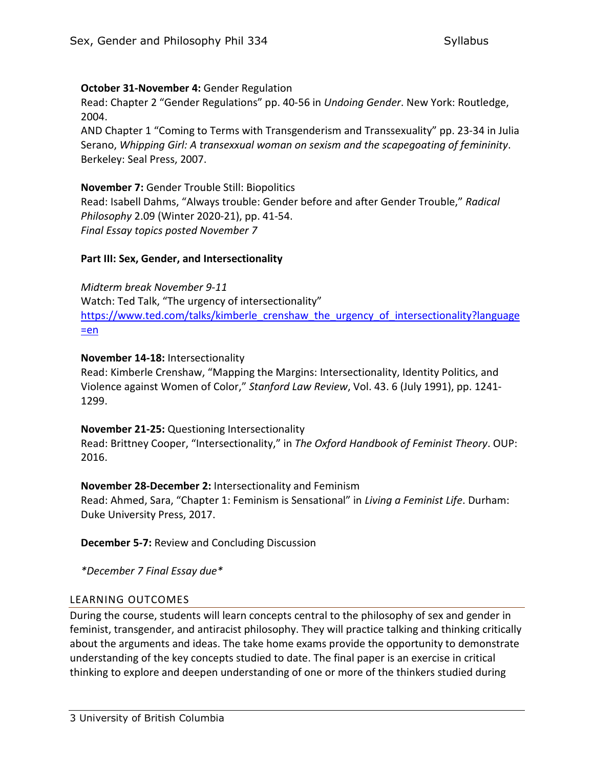**October 31-November 4:** Gender Regulation
Read: Chapter 2 "Gender Regulations" pp. 40-56 in *Undoing Gender*. New York: Routledge, 2004.
AND Chapter 1 "Coming to Terms with Transgenderism and Transsexuality" pp. 23-34 in Julia Serano, *Whipping Girl: A transexxual woman on sexism and the scapegoating of femininity*. Berkeley: Seal Press, 2007.

**November 7:** Gender Trouble Still: Biopolitics
Read: Isabell Dahms, "Always trouble: Gender before and after Gender Trouble," *Radical Philosophy* 2.09 (Winter 2020-21), pp. 41-54.
*Final Essay topics posted November 7*

**Part III: Sex, Gender, and Intersectionality**

*Midterm break November 9-11*
Watch: Ted Talk, "The urgency of intersectionality"
https://www.ted.com/talks/kimberle_crenshaw_the_urgency_of_intersectionality?language=en

**November 14-18:** Intersectionality
Read: Kimberle Crenshaw, "Mapping the Margins: Intersectionality, Identity Politics, and Violence against Women of Color," *Stanford Law Review*, Vol. 43. 6 (July 1991), pp. 1241-1299.

**November 21-25:** Questioning Intersectionality
Read: Brittney Cooper, "Intersectionality," in *The Oxford Handbook of Feminist Theory*. OUP: 2016.

**November 28-December 2:** Intersectionality and Feminism
Read: Ahmed, Sara, "Chapter 1: Feminism is Sensational" in *Living a Feminist Life*. Durham: Duke University Press, 2017.

**December 5-7:** Review and Concluding Discussion

**December 7 Final Essay due*

## LEARNING OUTCOMES

During the course, students will learn concepts central to the philosophy of sex and gender in feminist, transgender, and antiracist philosophy. They will practice talking and thinking critically about the arguments and ideas. The take home exams provide the opportunity to demonstrate understanding of the key concepts studied to date. The final paper is an exercise in critical thinking to explore and deepen understanding of one or more of the thinkers studied during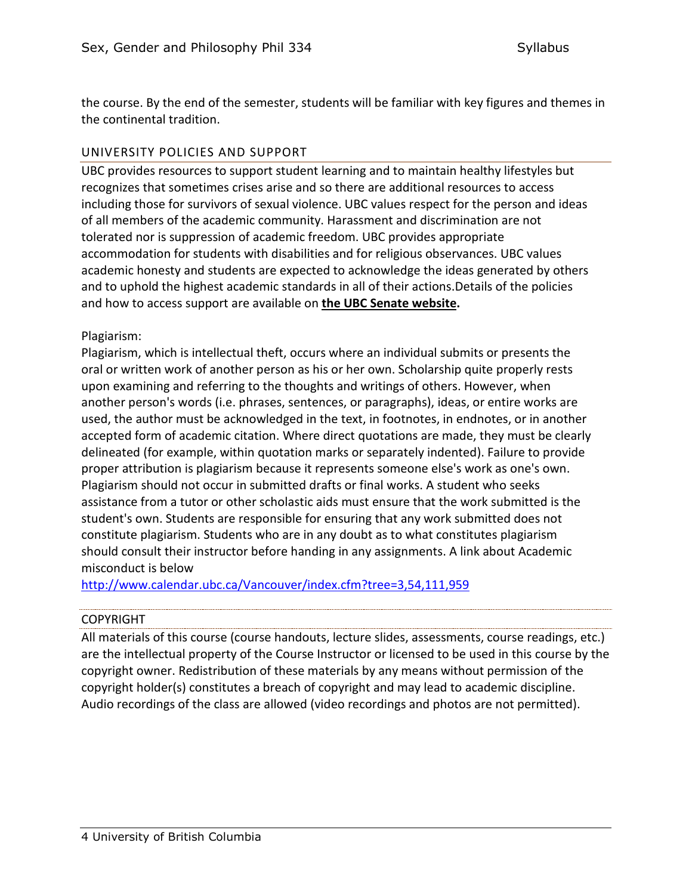the course. By the end of the semester, students will be familiar with key figures and themes in the continental tradition.

## UNIVERSITY POLICIES AND SUPPORT

UBC provides resources to support student learning and to maintain healthy lifestyles but recognizes that sometimes crises arise and so there are additional resources to access including those for survivors of sexual violence. UBC values respect for the person and ideas of all members of the academic community. Harassment and discrimination are not tolerated nor is suppression of academic freedom. UBC provides appropriate accommodation for students with disabilities and for religious observances. UBC values academic honesty and students are expected to acknowledge the ideas generated by others and to uphold the highest academic standards in all of their actions.Details of the policies and how to access support are available on **the UBC Senate website.**

Plagiarism:

Plagiarism, which is intellectual theft, occurs where an individual submits or presents the oral or written work of another person as his or her own. Scholarship quite properly rests upon examining and referring to the thoughts and writings of others. However, when another person's words (i.e. phrases, sentences, or paragraphs), ideas, or entire works are used, the author must be acknowledged in the text, in footnotes, in endnotes, or in another accepted form of academic citation. Where direct quotations are made, they must be clearly delineated (for example, within quotation marks or separately indented). Failure to provide proper attribution is plagiarism because it represents someone else's work as one's own. Plagiarism should not occur in submitted drafts or final works. A student who seeks assistance from a tutor or other scholastic aids must ensure that the work submitted is the student's own. Students are responsible for ensuring that any work submitted does not constitute plagiarism. Students who are in any doubt as to what constitutes plagiarism should consult their instructor before handing in any assignments. A link about Academic misconduct is below
http://www.calendar.ubc.ca/Vancouver/index.cfm?tree=3,54,111,959

## COPYRIGHT

All materials of this course (course handouts, lecture slides, assessments, course readings, etc.) are the intellectual property of the Course Instructor or licensed to be used in this course by the copyright owner. Redistribution of these materials by any means without permission of the copyright holder(s) constitutes a breach of copyright and may lead to academic discipline. Audio recordings of the class are allowed (video recordings and photos are not permitted).